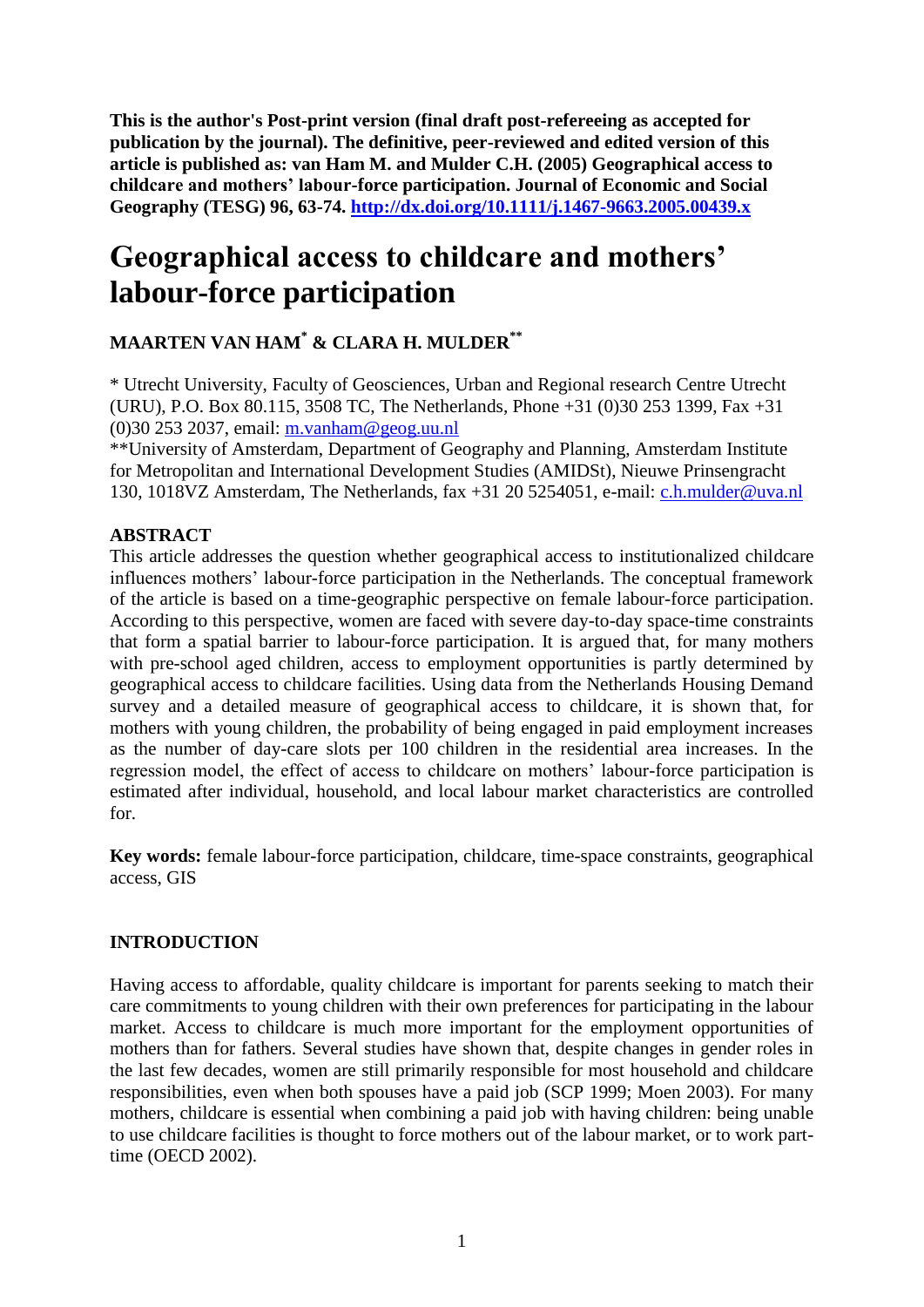**This is the author's Post-print version (final draft post-refereeing as accepted for publication by the journal). The definitive, peer-reviewed and edited version of this article is published as: van Ham M. and Mulder C.H. (2005) Geographical access to childcare and mothers' labour-force participation. Journal of Economic and Social Geography (TESG) 96, 63-74. http://dx.doi.org/10.1111/j.1467-9663.2005.00439.x**

# Geographical access to childcare and mothers' labour-force participation

## MAARTEN VAN HAM[*] & CLARA H. MULDER[**]

[*] Utrecht University, Faculty of Geosciences, Urban and Regional research Centre Utrecht (URU), P.O. Box 80.115, 3508 TC, The Netherlands, Phone +31 (0)30 253 1399, Fax +31 (0)30 253 2037, email: m.vanham@geog.uu.nl

[**]University of Amsterdam, Department of Geography and Planning, Amsterdam Institute for Metropolitan and International Development Studies (AMIDSt), Nieuwe Prinsengracht 130, 1018VZ Amsterdam, The Netherlands, fax +31 20 5254051, e-mail: c.h.mulder@uva.nl

### ABSTRACT

This article addresses the question whether geographical access to institutionalized childcare influences mothers' labour-force participation in the Netherlands. The conceptual framework of the article is based on a time-geographic perspective on female labour-force participation. According to this perspective, women are faced with severe day-to-day space-time constraints that form a spatial barrier to labour-force participation. It is argued that, for many mothers with pre-school aged children, access to employment opportunities is partly determined by geographical access to childcare facilities. Using data from the Netherlands Housing Demand survey and a detailed measure of geographical access to childcare, it is shown that, for mothers with young children, the probability of being engaged in paid employment increases as the number of day-care slots per 100 children in the residential area increases. In the regression model, the effect of access to childcare on mothers' labour-force participation is estimated after individual, household, and local labour market characteristics are controlled for.

**Key words:** female labour-force participation, childcare, time-space constraints, geographical access, GIS

### INTRODUCTION

Having access to affordable, quality childcare is important for parents seeking to match their care commitments to young children with their own preferences for participating in the labour market. Access to childcare is much more important for the employment opportunities of mothers than for fathers. Several studies have shown that, despite changes in gender roles in the last few decades, women are still primarily responsible for most household and childcare responsibilities, even when both spouses have a paid job (SCP 1999; Moen 2003). For many mothers, childcare is essential when combining a paid job with having children: being unable to use childcare facilities is thought to force mothers out of the labour market, or to work part-time (OECD 2002).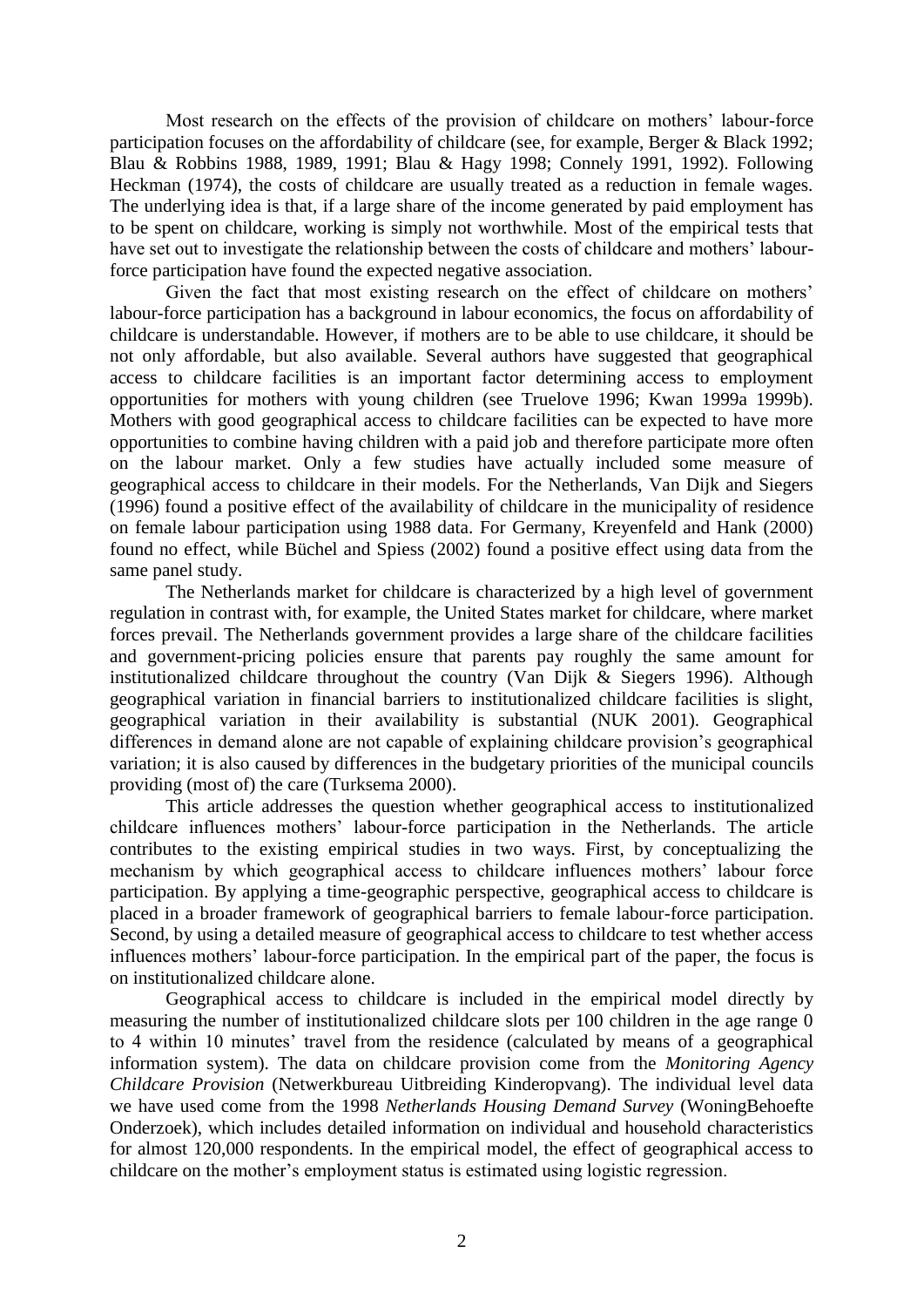Most research on the effects of the provision of childcare on mothers' labour-force participation focuses on the affordability of childcare (see, for example, Berger & Black 1992; Blau & Robbins 1988, 1989, 1991; Blau & Hagy 1998; Connely 1991, 1992). Following Heckman (1974), the costs of childcare are usually treated as a reduction in female wages. The underlying idea is that, if a large share of the income generated by paid employment has to be spent on childcare, working is simply not worthwhile. Most of the empirical tests that have set out to investigate the relationship between the costs of childcare and mothers' labour-force participation have found the expected negative association.

Given the fact that most existing research on the effect of childcare on mothers' labour-force participation has a background in labour economics, the focus on affordability of childcare is understandable. However, if mothers are to be able to use childcare, it should be not only affordable, but also available. Several authors have suggested that geographical access to childcare facilities is an important factor determining access to employment opportunities for mothers with young children (see Truelove 1996; Kwan 1999a 1999b). Mothers with good geographical access to childcare facilities can be expected to have more opportunities to combine having children with a paid job and therefore participate more often on the labour market. Only a few studies have actually included some measure of geographical access to childcare in their models. For the Netherlands, Van Dijk and Siegers (1996) found a positive effect of the availability of childcare in the municipality of residence on female labour participation using 1988 data. For Germany, Kreyenfeld and Hank (2000) found no effect, while Büchel and Spiess (2002) found a positive effect using data from the same panel study.

The Netherlands market for childcare is characterized by a high level of government regulation in contrast with, for example, the United States market for childcare, where market forces prevail. The Netherlands government provides a large share of the childcare facilities and government-pricing policies ensure that parents pay roughly the same amount for institutionalized childcare throughout the country (Van Dijk & Siegers 1996). Although geographical variation in financial barriers to institutionalized childcare facilities is slight, geographical variation in their availability is substantial (NUK 2001). Geographical differences in demand alone are not capable of explaining childcare provision's geographical variation; it is also caused by differences in the budgetary priorities of the municipal councils providing (most of) the care (Turksema 2000).

This article addresses the question whether geographical access to institutionalized childcare influences mothers' labour-force participation in the Netherlands. The article contributes to the existing empirical studies in two ways. First, by conceptualizing the mechanism by which geographical access to childcare influences mothers' labour force participation. By applying a time-geographic perspective, geographical access to childcare is placed in a broader framework of geographical barriers to female labour-force participation. Second, by using a detailed measure of geographical access to childcare to test whether access influences mothers' labour-force participation. In the empirical part of the paper, the focus is on institutionalized childcare alone.

Geographical access to childcare is included in the empirical model directly by measuring the number of institutionalized childcare slots per 100 children in the age range 0 to 4 within 10 minutes' travel from the residence (calculated by means of a geographical information system). The data on childcare provision come from the *Monitoring Agency Childcare Provision* (Netwerkbureau Uitbreiding Kinderopvang). The individual level data we have used come from the 1998 *Netherlands Housing Demand Survey* (WoningBehoefte Onderzoek), which includes detailed information on individual and household characteristics for almost 120,000 respondents. In the empirical model, the effect of geographical access to childcare on the mother's employment status is estimated using logistic regression.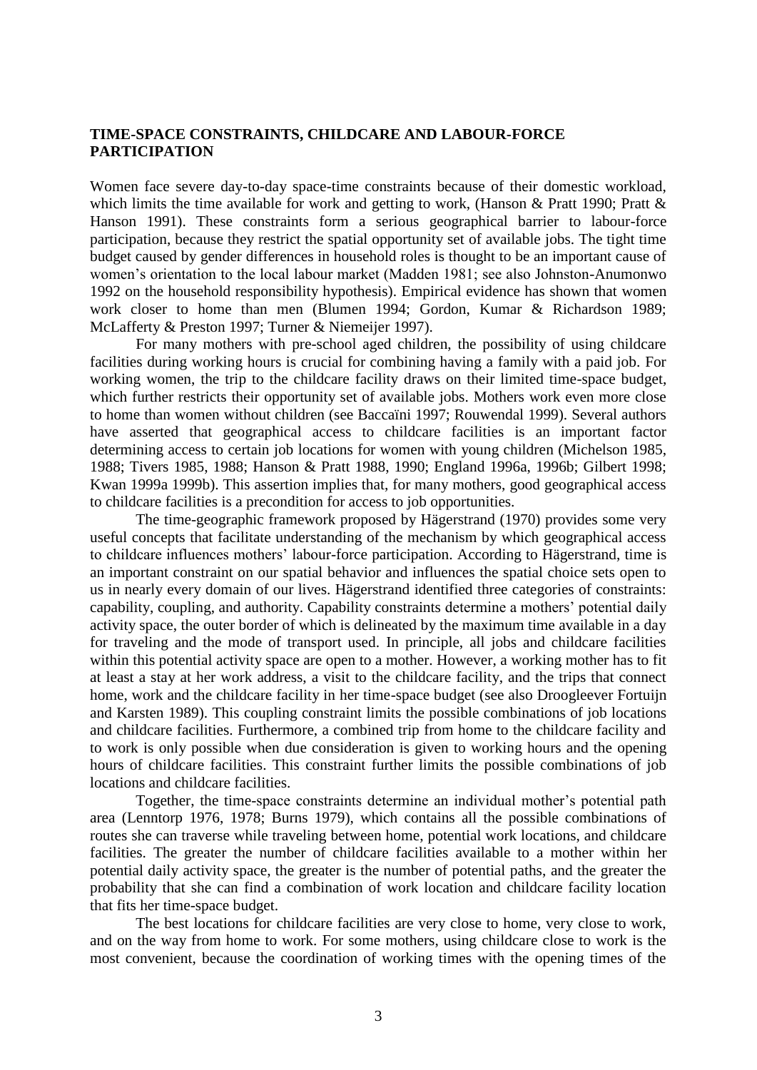**TIME-SPACE CONSTRAINTS, CHILDCARE AND LABOUR-FORCE PARTICIPATION**

Women face severe day-to-day space-time constraints because of their domestic workload, which limits the time available for work and getting to work, (Hanson & Pratt 1990; Pratt & Hanson 1991). These constraints form a serious geographical barrier to labour-force participation, because they restrict the spatial opportunity set of available jobs. The tight time budget caused by gender differences in household roles is thought to be an important cause of women's orientation to the local labour market (Madden 1981; see also Johnston-Anumonwo 1992 on the household responsibility hypothesis). Empirical evidence has shown that women work closer to home than men (Blumen 1994; Gordon, Kumar & Richardson 1989; McLafferty & Preston 1997; Turner & Niemeijer 1997).

For many mothers with pre-school aged children, the possibility of using childcare facilities during working hours is crucial for combining having a family with a paid job. For working women, the trip to the childcare facility draws on their limited time-space budget, which further restricts their opportunity set of available jobs. Mothers work even more close to home than women without children (see Baccaïni 1997; Rouwendal 1999). Several authors have asserted that geographical access to childcare facilities is an important factor determining access to certain job locations for women with young children (Michelson 1985, 1988; Tivers 1985, 1988; Hanson & Pratt 1988, 1990; England 1996a, 1996b; Gilbert 1998; Kwan 1999a 1999b). This assertion implies that, for many mothers, good geographical access to childcare facilities is a precondition for access to job opportunities.

The time-geographic framework proposed by Hägerstrand (1970) provides some very useful concepts that facilitate understanding of the mechanism by which geographical access to childcare influences mothers' labour-force participation. According to Hägerstrand, time is an important constraint on our spatial behavior and influences the spatial choice sets open to us in nearly every domain of our lives. Hägerstrand identified three categories of constraints: capability, coupling, and authority. Capability constraints determine a mothers' potential daily activity space, the outer border of which is delineated by the maximum time available in a day for traveling and the mode of transport used. In principle, all jobs and childcare facilities within this potential activity space are open to a mother. However, a working mother has to fit at least a stay at her work address, a visit to the childcare facility, and the trips that connect home, work and the childcare facility in her time-space budget (see also Droogleever Fortuijn and Karsten 1989). This coupling constraint limits the possible combinations of job locations and childcare facilities. Furthermore, a combined trip from home to the childcare facility and to work is only possible when due consideration is given to working hours and the opening hours of childcare facilities. This constraint further limits the possible combinations of job locations and childcare facilities.

Together, the time-space constraints determine an individual mother's potential path area (Lenntorp 1976, 1978; Burns 1979), which contains all the possible combinations of routes she can traverse while traveling between home, potential work locations, and childcare facilities. The greater the number of childcare facilities available to a mother within her potential daily activity space, the greater is the number of potential paths, and the greater the probability that she can find a combination of work location and childcare facility location that fits her time-space budget.

The best locations for childcare facilities are very close to home, very close to work, and on the way from home to work. For some mothers, using childcare close to work is the most convenient, because the coordination of working times with the opening times of the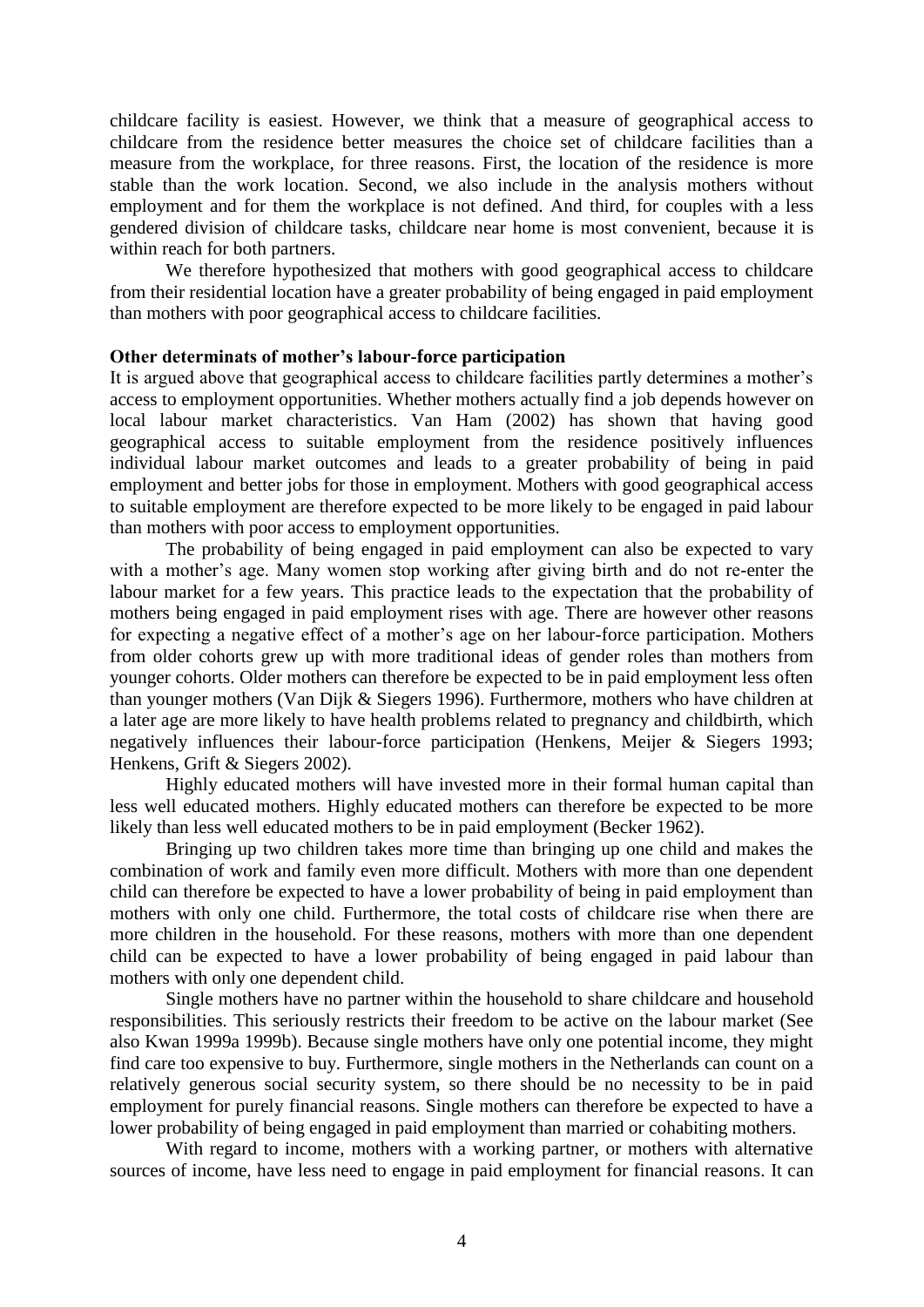childcare facility is easiest. However, we think that a measure of geographical access to childcare from the residence better measures the choice set of childcare facilities than a measure from the workplace, for three reasons. First, the location of the residence is more stable than the work location. Second, we also include in the analysis mothers without employment and for them the workplace is not defined. And third, for couples with a less gendered division of childcare tasks, childcare near home is most convenient, because it is within reach for both partners.

We therefore hypothesized that mothers with good geographical access to childcare from their residential location have a greater probability of being engaged in paid employment than mothers with poor geographical access to childcare facilities.

**Other determinats of mother's labour-force participation**

It is argued above that geographical access to childcare facilities partly determines a mother's access to employment opportunities. Whether mothers actually find a job depends however on local labour market characteristics. Van Ham (2002) has shown that having good geographical access to suitable employment from the residence positively influences individual labour market outcomes and leads to a greater probability of being in paid employment and better jobs for those in employment. Mothers with good geographical access to suitable employment are therefore expected to be more likely to be engaged in paid labour than mothers with poor access to employment opportunities.

The probability of being engaged in paid employment can also be expected to vary with a mother's age. Many women stop working after giving birth and do not re-enter the labour market for a few years. This practice leads to the expectation that the probability of mothers being engaged in paid employment rises with age. There are however other reasons for expecting a negative effect of a mother's age on her labour-force participation. Mothers from older cohorts grew up with more traditional ideas of gender roles than mothers from younger cohorts. Older mothers can therefore be expected to be in paid employment less often than younger mothers (Van Dijk & Siegers 1996). Furthermore, mothers who have children at a later age are more likely to have health problems related to pregnancy and childbirth, which negatively influences their labour-force participation (Henkens, Meijer & Siegers 1993; Henkens, Grift & Siegers 2002).

Highly educated mothers will have invested more in their formal human capital than less well educated mothers. Highly educated mothers can therefore be expected to be more likely than less well educated mothers to be in paid employment (Becker 1962).

Bringing up two children takes more time than bringing up one child and makes the combination of work and family even more difficult. Mothers with more than one dependent child can therefore be expected to have a lower probability of being in paid employment than mothers with only one child. Furthermore, the total costs of childcare rise when there are more children in the household. For these reasons, mothers with more than one dependent child can be expected to have a lower probability of being engaged in paid labour than mothers with only one dependent child.

Single mothers have no partner within the household to share childcare and household responsibilities. This seriously restricts their freedom to be active on the labour market (See also Kwan 1999a 1999b). Because single mothers have only one potential income, they might find care too expensive to buy. Furthermore, single mothers in the Netherlands can count on a relatively generous social security system, so there should be no necessity to be in paid employment for purely financial reasons. Single mothers can therefore be expected to have a lower probability of being engaged in paid employment than married or cohabiting mothers.

With regard to income, mothers with a working partner, or mothers with alternative sources of income, have less need to engage in paid employment for financial reasons. It can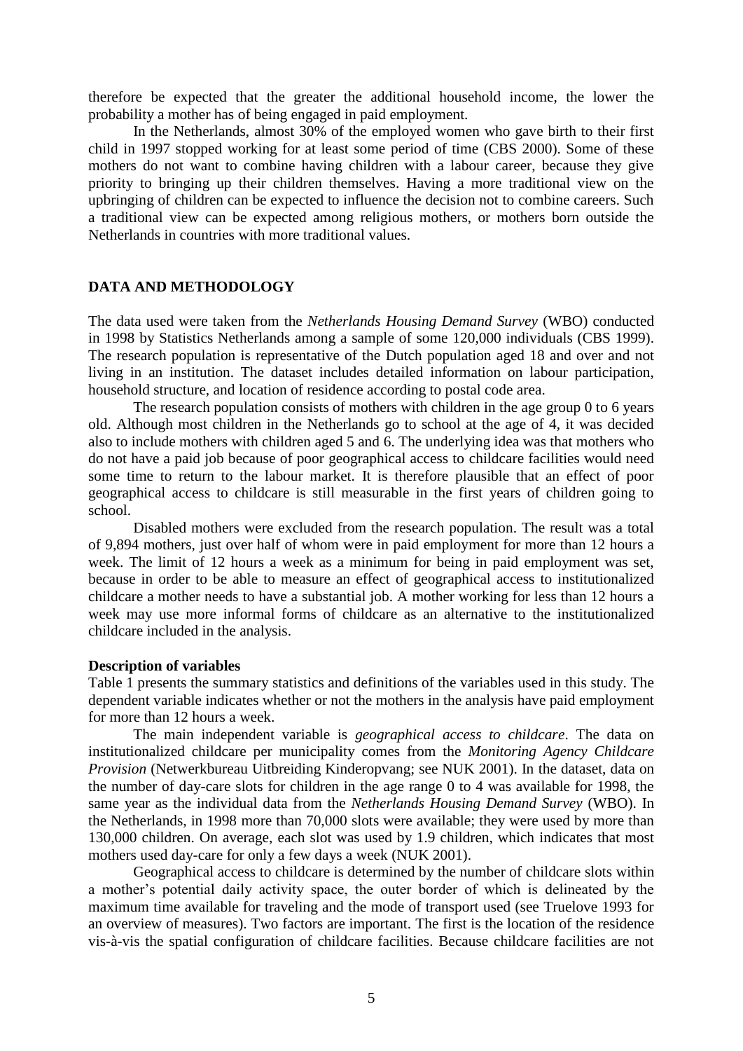therefore be expected that the greater the additional household income, the lower the probability a mother has of being engaged in paid employment.

In the Netherlands, almost 30% of the employed women who gave birth to their first child in 1997 stopped working for at least some period of time (CBS 2000). Some of these mothers do not want to combine having children with a labour career, because they give priority to bringing up their children themselves. Having a more traditional view on the upbringing of children can be expected to influence the decision not to combine careers. Such a traditional view can be expected among religious mothers, or mothers born outside the Netherlands in countries with more traditional values.

## DATA AND METHODOLOGY

The data used were taken from the *Netherlands Housing Demand Survey* (WBO) conducted in 1998 by Statistics Netherlands among a sample of some 120,000 individuals (CBS 1999). The research population is representative of the Dutch population aged 18 and over and not living in an institution. The dataset includes detailed information on labour participation, household structure, and location of residence according to postal code area.

The research population consists of mothers with children in the age group 0 to 6 years old. Although most children in the Netherlands go to school at the age of 4, it was decided also to include mothers with children aged 5 and 6. The underlying idea was that mothers who do not have a paid job because of poor geographical access to childcare facilities would need some time to return to the labour market. It is therefore plausible that an effect of poor geographical access to childcare is still measurable in the first years of children going to school.

Disabled mothers were excluded from the research population. The result was a total of 9,894 mothers, just over half of whom were in paid employment for more than 12 hours a week. The limit of 12 hours a week as a minimum for being in paid employment was set, because in order to be able to measure an effect of geographical access to institutionalized childcare a mother needs to have a substantial job. A mother working for less than 12 hours a week may use more informal forms of childcare as an alternative to the institutionalized childcare included in the analysis.

### Description of variables

Table 1 presents the summary statistics and definitions of the variables used in this study. The dependent variable indicates whether or not the mothers in the analysis have paid employment for more than 12 hours a week.

The main independent variable is *geographical access to childcare*. The data on institutionalized childcare per municipality comes from the *Monitoring Agency Childcare Provision* (Netwerkbureau Uitbreiding Kinderopvang; see NUK 2001). In the dataset, data on the number of day-care slots for children in the age range 0 to 4 was available for 1998, the same year as the individual data from the *Netherlands Housing Demand Survey* (WBO). In the Netherlands, in 1998 more than 70,000 slots were available; they were used by more than 130,000 children. On average, each slot was used by 1.9 children, which indicates that most mothers used day-care for only a few days a week (NUK 2001).

Geographical access to childcare is determined by the number of childcare slots within a mother's potential daily activity space, the outer border of which is delineated by the maximum time available for traveling and the mode of transport used (see Truelove 1993 for an overview of measures). Two factors are important. The first is the location of the residence vis-à-vis the spatial configuration of childcare facilities. Because childcare facilities are not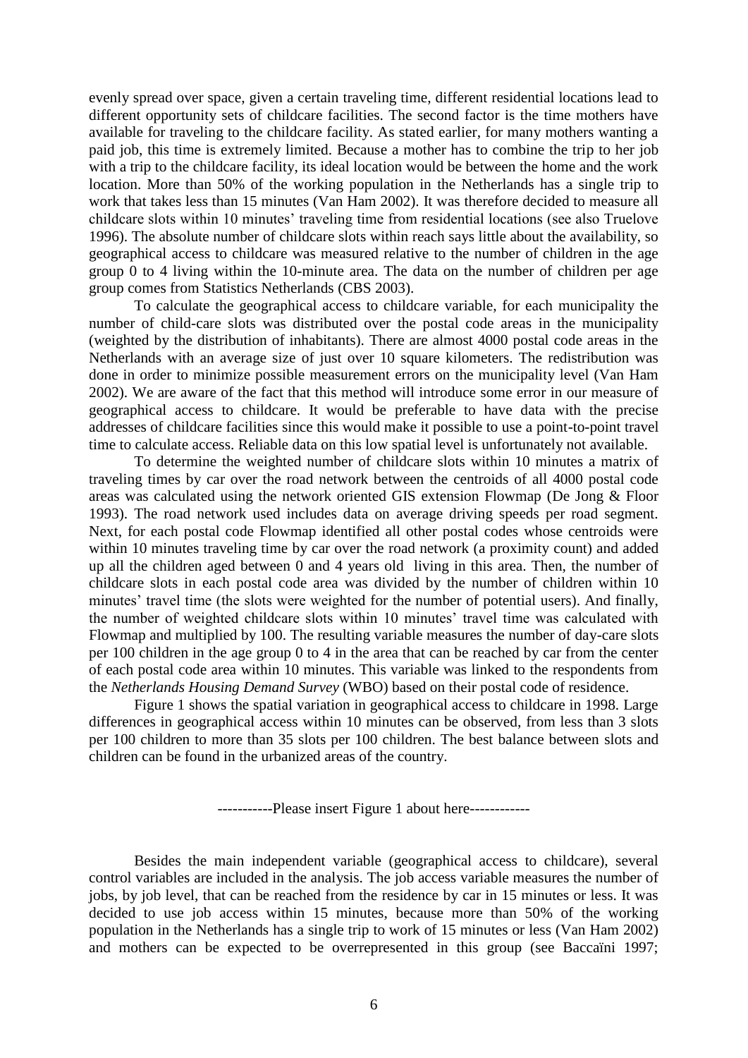evenly spread over space, given a certain traveling time, different residential locations lead to different opportunity sets of childcare facilities. The second factor is the time mothers have available for traveling to the childcare facility. As stated earlier, for many mothers wanting a paid job, this time is extremely limited. Because a mother has to combine the trip to her job with a trip to the childcare facility, its ideal location would be between the home and the work location. More than 50% of the working population in the Netherlands has a single trip to work that takes less than 15 minutes (Van Ham 2002). It was therefore decided to measure all childcare slots within 10 minutes' traveling time from residential locations (see also Truelove 1996). The absolute number of childcare slots within reach says little about the availability, so geographical access to childcare was measured relative to the number of children in the age group 0 to 4 living within the 10-minute area. The data on the number of children per age group comes from Statistics Netherlands (CBS 2003).

To calculate the geographical access to childcare variable, for each municipality the number of child-care slots was distributed over the postal code areas in the municipality (weighted by the distribution of inhabitants). There are almost 4000 postal code areas in the Netherlands with an average size of just over 10 square kilometers. The redistribution was done in order to minimize possible measurement errors on the municipality level (Van Ham 2002). We are aware of the fact that this method will introduce some error in our measure of geographical access to childcare. It would be preferable to have data with the precise addresses of childcare facilities since this would make it possible to use a point-to-point travel time to calculate access. Reliable data on this low spatial level is unfortunately not available.

To determine the weighted number of childcare slots within 10 minutes a matrix of traveling times by car over the road network between the centroids of all 4000 postal code areas was calculated using the network oriented GIS extension Flowmap (De Jong & Floor 1993). The road network used includes data on average driving speeds per road segment. Next, for each postal code Flowmap identified all other postal codes whose centroids were within 10 minutes traveling time by car over the road network (a proximity count) and added up all the children aged between 0 and 4 years old living in this area. Then, the number of childcare slots in each postal code area was divided by the number of children within 10 minutes' travel time (the slots were weighted for the number of potential users). And finally, the number of weighted childcare slots within 10 minutes' travel time was calculated with Flowmap and multiplied by 100. The resulting variable measures the number of day-care slots per 100 children in the age group 0 to 4 in the area that can be reached by car from the center of each postal code area within 10 minutes. This variable was linked to the respondents from the *Netherlands Housing Demand Survey* (WBO) based on their postal code of residence.

Figure 1 shows the spatial variation in geographical access to childcare in 1998. Large differences in geographical access within 10 minutes can be observed, from less than 3 slots per 100 children to more than 35 slots per 100 children. The best balance between slots and children can be found in the urbanized areas of the country.

-----------Please insert Figure 1 about here------------

Besides the main independent variable (geographical access to childcare), several control variables are included in the analysis. The job access variable measures the number of jobs, by job level, that can be reached from the residence by car in 15 minutes or less. It was decided to use job access within 15 minutes, because more than 50% of the working population in the Netherlands has a single trip to work of 15 minutes or less (Van Ham 2002) and mothers can be expected to be overrepresented in this group (see Baccaïni 1997;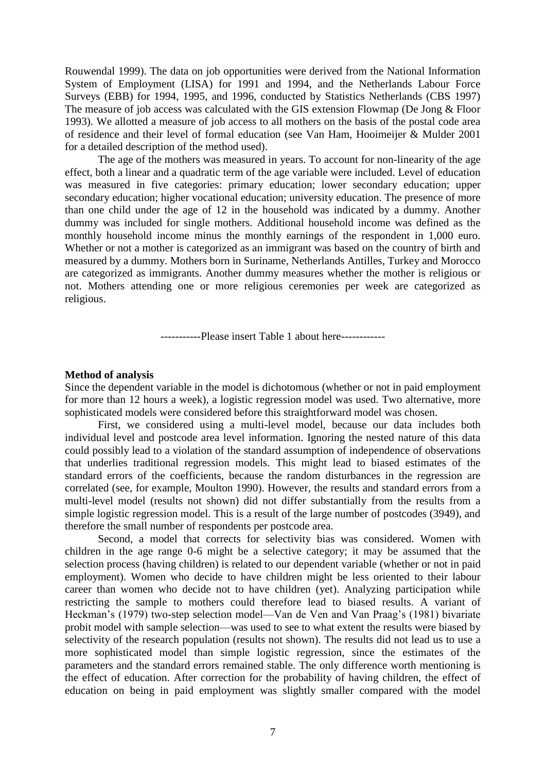Rouwendal 1999). The data on job opportunities were derived from the National Information System of Employment (LISA) for 1991 and 1994, and the Netherlands Labour Force Surveys (EBB) for 1994, 1995, and 1996, conducted by Statistics Netherlands (CBS 1997) The measure of job access was calculated with the GIS extension Flowmap (De Jong & Floor 1993). We allotted a measure of job access to all mothers on the basis of the postal code area of residence and their level of formal education (see Van Ham, Hooimeijer & Mulder 2001 for a detailed description of the method used).

The age of the mothers was measured in years. To account for non-linearity of the age effect, both a linear and a quadratic term of the age variable were included. Level of education was measured in five categories: primary education; lower secondary education; upper secondary education; higher vocational education; university education. The presence of more than one child under the age of 12 in the household was indicated by a dummy. Another dummy was included for single mothers. Additional household income was defined as the monthly household income minus the monthly earnings of the respondent in 1,000 euro. Whether or not a mother is categorized as an immigrant was based on the country of birth and measured by a dummy. Mothers born in Suriname, Netherlands Antilles, Turkey and Morocco are categorized as immigrants. Another dummy measures whether the mother is religious or not. Mothers attending one or more religious ceremonies per week are categorized as religious.

-----------Please insert Table 1 about here------------

**Method of analysis**

Since the dependent variable in the model is dichotomous (whether or not in paid employment for more than 12 hours a week), a logistic regression model was used. Two alternative, more sophisticated models were considered before this straightforward model was chosen.

First, we considered using a multi-level model, because our data includes both individual level and postcode area level information. Ignoring the nested nature of this data could possibly lead to a violation of the standard assumption of independence of observations that underlies traditional regression models. This might lead to biased estimates of the standard errors of the coefficients, because the random disturbances in the regression are correlated (see, for example, Moulton 1990). However, the results and standard errors from a multi-level model (results not shown) did not differ substantially from the results from a simple logistic regression model. This is a result of the large number of postcodes (3949), and therefore the small number of respondents per postcode area.

Second, a model that corrects for selectivity bias was considered. Women with children in the age range 0-6 might be a selective category; it may be assumed that the selection process (having children) is related to our dependent variable (whether or not in paid employment). Women who decide to have children might be less oriented to their labour career than women who decide not to have children (yet). Analyzing participation while restricting the sample to mothers could therefore lead to biased results. A variant of Heckman's (1979) two-step selection model—Van de Ven and Van Praag's (1981) bivariate probit model with sample selection—was used to see to what extent the results were biased by selectivity of the research population (results not shown). The results did not lead us to use a more sophisticated model than simple logistic regression, since the estimates of the parameters and the standard errors remained stable. The only difference worth mentioning is the effect of education. After correction for the probability of having children, the effect of education on being in paid employment was slightly smaller compared with the model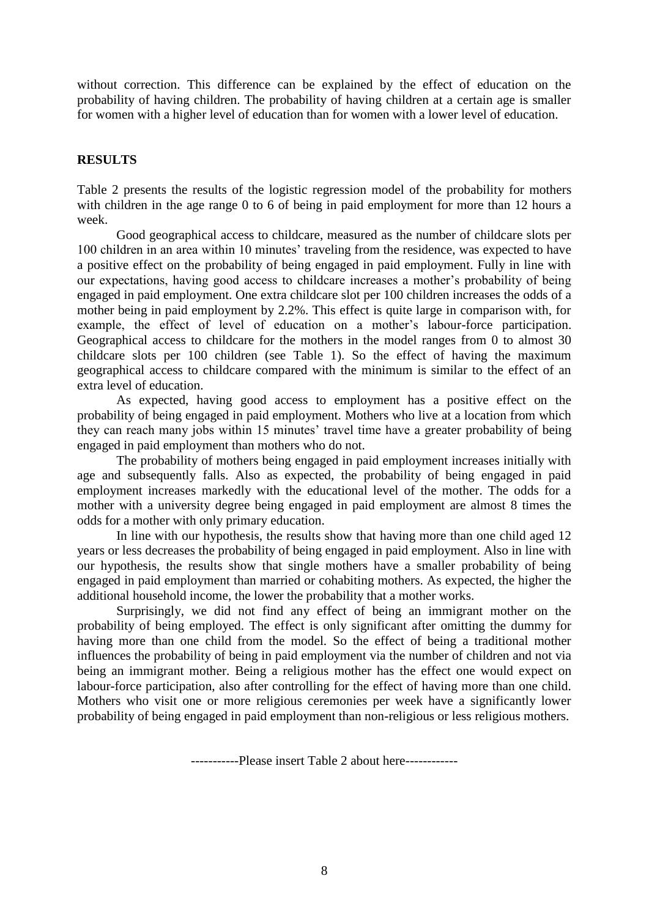without correction. This difference can be explained by the effect of education on the probability of having children. The probability of having children at a certain age is smaller for women with a higher level of education than for women with a lower level of education.

## RESULTS

Table 2 presents the results of the logistic regression model of the probability for mothers with children in the age range 0 to 6 of being in paid employment for more than 12 hours a week.

Good geographical access to childcare, measured as the number of childcare slots per 100 children in an area within 10 minutes' traveling from the residence, was expected to have a positive effect on the probability of being engaged in paid employment. Fully in line with our expectations, having good access to childcare increases a mother's probability of being engaged in paid employment. One extra childcare slot per 100 children increases the odds of a mother being in paid employment by 2.2%. This effect is quite large in comparison with, for example, the effect of level of education on a mother's labour-force participation. Geographical access to childcare for the mothers in the model ranges from 0 to almost 30 childcare slots per 100 children (see Table 1). So the effect of having the maximum geographical access to childcare compared with the minimum is similar to the effect of an extra level of education.

As expected, having good access to employment has a positive effect on the probability of being engaged in paid employment. Mothers who live at a location from which they can reach many jobs within 15 minutes' travel time have a greater probability of being engaged in paid employment than mothers who do not.

The probability of mothers being engaged in paid employment increases initially with age and subsequently falls. Also as expected, the probability of being engaged in paid employment increases markedly with the educational level of the mother. The odds for a mother with a university degree being engaged in paid employment are almost 8 times the odds for a mother with only primary education.

In line with our hypothesis, the results show that having more than one child aged 12 years or less decreases the probability of being engaged in paid employment. Also in line with our hypothesis, the results show that single mothers have a smaller probability of being engaged in paid employment than married or cohabiting mothers. As expected, the higher the additional household income, the lower the probability that a mother works.

Surprisingly, we did not find any effect of being an immigrant mother on the probability of being employed. The effect is only significant after omitting the dummy for having more than one child from the model. So the effect of being a traditional mother influences the probability of being in paid employment via the number of children and not via being an immigrant mother. Being a religious mother has the effect one would expect on labour-force participation, also after controlling for the effect of having more than one child. Mothers who visit one or more religious ceremonies per week have a significantly lower probability of being engaged in paid employment than non-religious or less religious mothers.

-----------Please insert Table 2 about here------------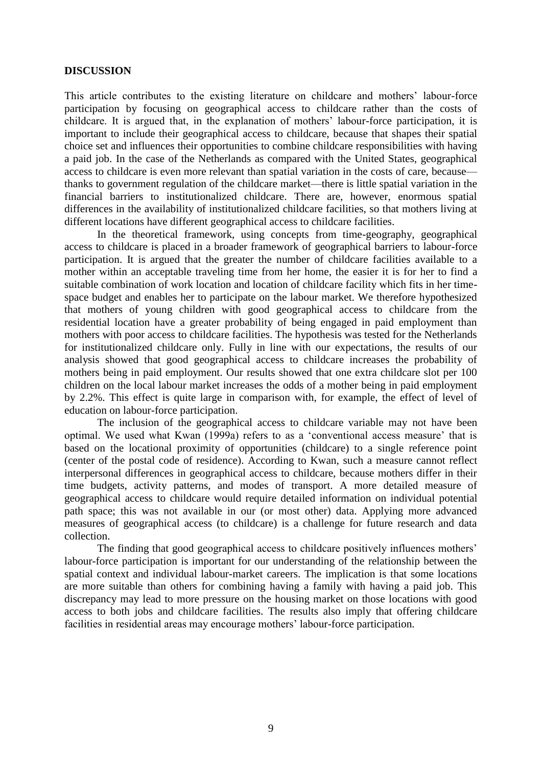## DISCUSSION

This article contributes to the existing literature on childcare and mothers' labour-force participation by focusing on geographical access to childcare rather than the costs of childcare. It is argued that, in the explanation of mothers' labour-force participation, it is important to include their geographical access to childcare, because that shapes their spatial choice set and influences their opportunities to combine childcare responsibilities with having a paid job. In the case of the Netherlands as compared with the United States, geographical access to childcare is even more relevant than spatial variation in the costs of care, because—thanks to government regulation of the childcare market—there is little spatial variation in the financial barriers to institutionalized childcare. There are, however, enormous spatial differences in the availability of institutionalized childcare facilities, so that mothers living at different locations have different geographical access to childcare facilities.

In the theoretical framework, using concepts from time-geography, geographical access to childcare is placed in a broader framework of geographical barriers to labour-force participation. It is argued that the greater the number of childcare facilities available to a mother within an acceptable traveling time from her home, the easier it is for her to find a suitable combination of work location and location of childcare facility which fits in her time-space budget and enables her to participate on the labour market. We therefore hypothesized that mothers of young children with good geographical access to childcare from the residential location have a greater probability of being engaged in paid employment than mothers with poor access to childcare facilities. The hypothesis was tested for the Netherlands for institutionalized childcare only. Fully in line with our expectations, the results of our analysis showed that good geographical access to childcare increases the probability of mothers being in paid employment. Our results showed that one extra childcare slot per 100 children on the local labour market increases the odds of a mother being in paid employment by 2.2%. This effect is quite large in comparison with, for example, the effect of level of education on labour-force participation.

The inclusion of the geographical access to childcare variable may not have been optimal. We used what Kwan (1999a) refers to as a 'conventional access measure' that is based on the locational proximity of opportunities (childcare) to a single reference point (center of the postal code of residence). According to Kwan, such a measure cannot reflect interpersonal differences in geographical access to childcare, because mothers differ in their time budgets, activity patterns, and modes of transport. A more detailed measure of geographical access to childcare would require detailed information on individual potential path space; this was not available in our (or most other) data. Applying more advanced measures of geographical access (to childcare) is a challenge for future research and data collection.

The finding that good geographical access to childcare positively influences mothers' labour-force participation is important for our understanding of the relationship between the spatial context and individual labour-market careers. The implication is that some locations are more suitable than others for combining having a family with having a paid job. This discrepancy may lead to more pressure on the housing market on those locations with good access to both jobs and childcare facilities. The results also imply that offering childcare facilities in residential areas may encourage mothers' labour-force participation.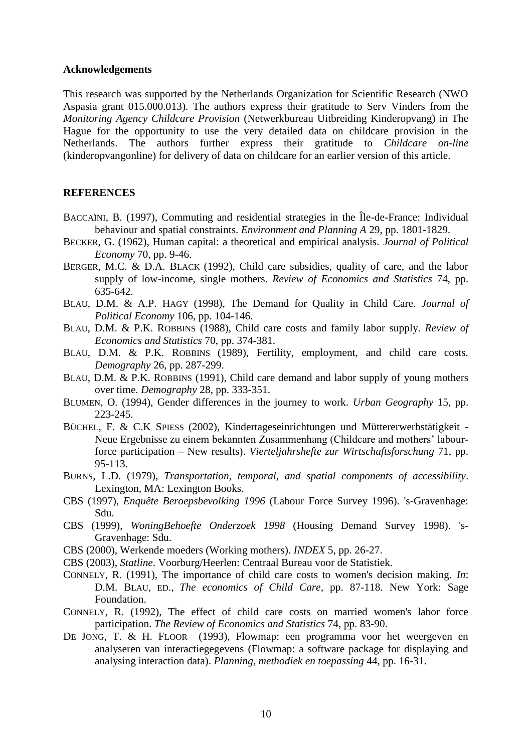**Acknowledgements**

This research was supported by the Netherlands Organization for Scientific Research (NWO Aspasia grant 015.000.013). The authors express their gratitude to Serv Vinders from the *Monitoring Agency Childcare Provision* (Netwerkbureau Uitbreiding Kinderopvang) in The Hague for the opportunity to use the very detailed data on childcare provision in the Netherlands. The authors further express their gratitude to *Childcare on-line* (kinderopvangonline) for delivery of data on childcare for an earlier version of this article.

**REFERENCES**

BACCAÏNI, B. (1997), Commuting and residential strategies in the Île-de-France: Individual behaviour and spatial constraints. *Environment and Planning A* 29, pp. 1801-1829.

BECKER, G. (1962), Human capital: a theoretical and empirical analysis. *Journal of Political Economy* 70, pp. 9-46.

BERGER, M.C. & D.A. BLACK (1992), Child care subsidies, quality of care, and the labor supply of low-income, single mothers. *Review of Economics and Statistics* 74, pp. 635-642.

BLAU, D.M. & A.P. HAGY (1998), The Demand for Quality in Child Care. *Journal of Political Economy* 106, pp. 104-146.

BLAU, D.M. & P.K. ROBBINS (1988), Child care costs and family labor supply. *Review of Economics and Statistics* 70, pp. 374-381.

BLAU, D.M. & P.K. ROBBINS (1989), Fertility, employment, and child care costs. *Demography* 26, pp. 287-299.

BLAU, D.M. & P.K. ROBBINS (1991), Child care demand and labor supply of young mothers over time. *Demography* 28, pp. 333-351.

BLUMEN, O. (1994), Gender differences in the journey to work. *Urban Geography* 15, pp. 223-245.

BÜCHEL, F. & C.K SPIESS (2002), Kindertageseinrichtungen und Müttererwerbstätigkeit - Neue Ergebnisse zu einem bekannten Zusammenhang (Childcare and mothers' labour-force participation – New results). *Vierteljahrshefte zur Wirtschaftsforschung* 71, pp. 95-113.

BURNS, L.D. (1979), *Transportation, temporal, and spatial components of accessibility*. Lexington, MA: Lexington Books.

CBS (1997), *Enquête Beroepsbevolking 1996* (Labour Force Survey 1996). 's-Gravenhage: Sdu.

CBS (1999), *WoningBehoefte Onderzoek 1998* (Housing Demand Survey 1998). 's-Gravenhage: Sdu.

CBS (2000), Werkende moeders (Working mothers). *INDEX* 5, pp. 26-27.

CBS (2003), *Statline*. Voorburg/Heerlen: Centraal Bureau voor de Statistiek.

CONNELY, R. (1991), The importance of child care costs to women's decision making. *In*: D.M. BLAU, ED., *The economics of Child Care*, pp. 87-118. New York: Sage Foundation.

CONNELY, R. (1992), The effect of child care costs on married women's labor force participation. *The Review of Economics and Statistics* 74, pp. 83-90.

DE JONG, T. & H. FLOOR (1993), Flowmap: een programma voor het weergeven en analyseren van interactiegegevens (Flowmap: a software package for displaying and analysing interaction data). *Planning, methodiek en toepassing* 44, pp. 16-31.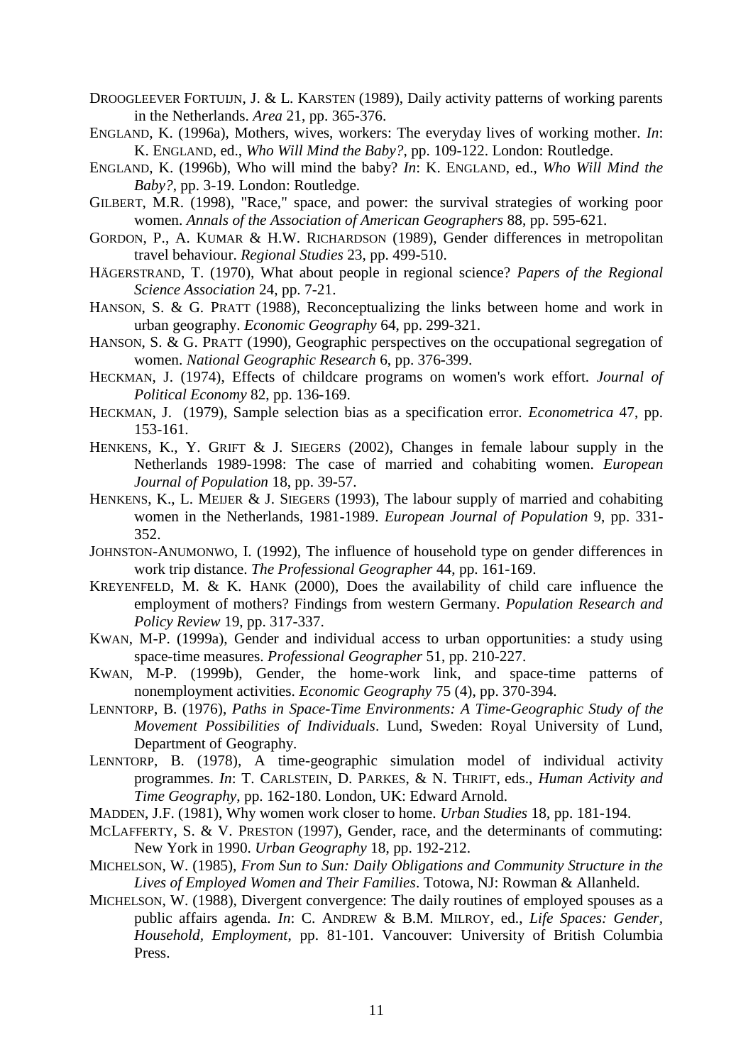DROOGLEEVER FORTUIJN, J. & L. KARSTEN (1989), Daily activity patterns of working parents in the Netherlands. *Area* 21, pp. 365-376.

ENGLAND, K. (1996a), Mothers, wives, workers: The everyday lives of working mother. *In*: K. ENGLAND, ed., *Who Will Mind the Baby?*, pp. 109-122. London: Routledge.

ENGLAND, K. (1996b), Who will mind the baby? *In*: K. ENGLAND, ed., *Who Will Mind the Baby?*, pp. 3-19. London: Routledge.

GILBERT, M.R. (1998), "Race," space, and power: the survival strategies of working poor women. *Annals of the Association of American Geographers* 88, pp. 595-621.

GORDON, P., A. KUMAR & H.W. RICHARDSON (1989), Gender differences in metropolitan travel behaviour. *Regional Studies* 23, pp. 499-510.

HÄGERSTRAND, T. (1970), What about people in regional science? *Papers of the Regional Science Association* 24, pp. 7-21.

HANSON, S. & G. PRATT (1988), Reconceptualizing the links between home and work in urban geography. *Economic Geography* 64, pp. 299-321.

HANSON, S. & G. PRATT (1990), Geographic perspectives on the occupational segregation of women. *National Geographic Research* 6, pp. 376-399.

HECKMAN, J. (1974), Effects of childcare programs on women's work effort. *Journal of Political Economy* 82, pp. 136-169.

HECKMAN, J. (1979), Sample selection bias as a specification error. *Econometrica* 47, pp. 153-161.

HENKENS, K., Y. GRIFT & J. SIEGERS (2002), Changes in female labour supply in the Netherlands 1989-1998: The case of married and cohabiting women. *European Journal of Population* 18, pp. 39-57.

HENKENS, K., L. MEIJER & J. SIEGERS (1993), The labour supply of married and cohabiting women in the Netherlands, 1981-1989. *European Journal of Population* 9, pp. 331-352.

JOHNSTON-ANUMONWO, I. (1992), The influence of household type on gender differences in work trip distance. *The Professional Geographer* 44, pp. 161-169.

KREYENFELD, M. & K. HANK (2000), Does the availability of child care influence the employment of mothers? Findings from western Germany. *Population Research and Policy Review* 19, pp. 317-337.

KWAN, M-P. (1999a), Gender and individual access to urban opportunities: a study using space-time measures. *Professional Geographer* 51, pp. 210-227.

KWAN, M-P. (1999b), Gender, the home-work link, and space-time patterns of nonemployment activities. *Economic Geography* 75 (4), pp. 370-394.

LENNTORP, B. (1976), *Paths in Space-Time Environments: A Time-Geographic Study of the Movement Possibilities of Individuals*. Lund, Sweden: Royal University of Lund, Department of Geography.

LENNTORP, B. (1978), A time-geographic simulation model of individual activity programmes. *In*: T. CARLSTEIN, D. PARKES, & N. THRIFT, eds., *Human Activity and Time Geography*, pp. 162-180. London, UK: Edward Arnold.

MADDEN, J.F. (1981), Why women work closer to home. *Urban Studies* 18, pp. 181-194.

MCLAFFERTY, S. & V. PRESTON (1997), Gender, race, and the determinants of commuting: New York in 1990. *Urban Geography* 18, pp. 192-212.

MICHELSON, W. (1985), *From Sun to Sun: Daily Obligations and Community Structure in the Lives of Employed Women and Their Families*. Totowa, NJ: Rowman & Allanheld.

MICHELSON, W. (1988), Divergent convergence: The daily routines of employed spouses as a public affairs agenda. *In*: C. ANDREW & B.M. MILROY, ed., *Life Spaces: Gender, Household, Employment*, pp. 81-101. Vancouver: University of British Columbia Press.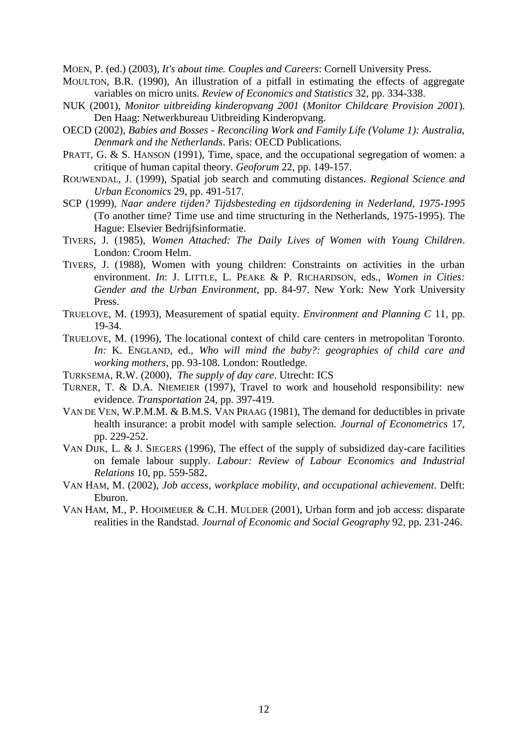MOEN, P. (ed.) (2003), *It's about time. Couples and Careers*: Cornell University Press.

MOULTON, B.R. (1990), An illustration of a pitfall in estimating the effects of aggregate variables on micro units. *Review of Economics and Statistics* 32, pp. 334-338.

NUK (2001), *Monitor uitbreiding kinderopvang 2001* (*Monitor Childcare Provision 2001*). Den Haag: Netwerkbureau Uitbreiding Kinderopvang.

OECD (2002), *Babies and Bosses - Reconciling Work and Family Life (Volume 1): Australia, Denmark and the Netherlands*. Paris: OECD Publications.

PRATT, G. & S. HANSON (1991), Time, space, and the occupational segregation of women: a critique of human capital theory. *Geoforum* 22, pp. 149-157.

ROUWENDAL, J. (1999), Spatial job search and commuting distances. *Regional Science and Urban Economics* 29, pp. 491-517.

SCP (1999), *Naar andere tijden? Tijdsbesteding en tijdsordening in Nederland, 1975-1995* (To another time? Time use and time structuring in the Netherlands, 1975-1995). The Hague: Elsevier Bedrijfsinformatie.

TIVERS, J. (1985), *Women Attached: The Daily Lives of Women with Young Children*. London: Croom Helm.

TIVERS, J. (1988), Women with young children: Constraints on activities in the urban environment. *In*: J. LITTLE, L. PEAKE & P. RICHARDSON, eds., *Women in Cities: Gender and the Urban Environment*, pp. 84-97. New York: New York University Press.

TRUELOVE, M. (1993), Measurement of spatial equity. *Environment and Planning C* 11, pp. 19-34.

TRUELOVE, M. (1996), The locational context of child care centers in metropolitan Toronto. *In:* K. ENGLAND, ed., *Who will mind the baby?: geographies of child care and working mothers*, pp. 93-108. London: Routledge.

TURKSEMA, R.W. (2000), *The supply of day care*. Utrecht: ICS

TURNER, T. & D.A. NIEMEIER (1997), Travel to work and household responsibility: new evidence. *Transportation* 24, pp. 397-419.

VAN DE VEN, W.P.M.M. & B.M.S. VAN PRAAG (1981), The demand for deductibles in private health insurance: a probit model with sample selection. *Journal of Econometrics* 17, pp. 229-252.

VAN DIJK, L. & J. SIEGERS (1996), The effect of the supply of subsidized day-care facilities on female labour supply. *Labour: Review of Labour Economics and Industrial Relations* 10, pp. 559-582.

VAN HAM, M. (2002), *Job access, workplace mobility, and occupational achievement*. Delft: Eburon.

VAN HAM, M., P. HOOIMEIJER & C.H. MULDER (2001), Urban form and job access: disparate realities in the Randstad. *Journal of Economic and Social Geography* 92, pp. 231-246.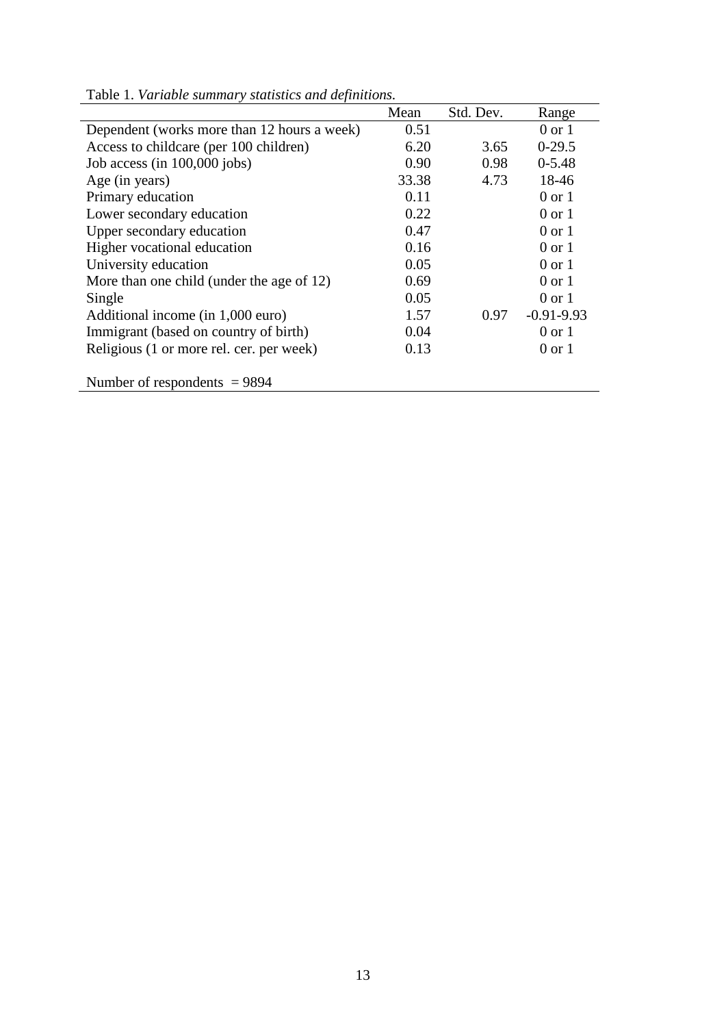Table 1. *Variable summary statistics and definitions.*

| | Mean | Std. Dev. | Range |
|---|---|---|---|
| Dependent (works more than 12 hours a week) | 0.51 | | 0 or 1 |
| Access to childcare (per 100 children) | 6.20 | 3.65 | 0-29.5 |
| Job access (in 100,000 jobs) | 0.90 | 0.98 | 0-5.48 |
| Age (in years) | 33.38 | 4.73 | 18-46 |
| Primary education | 0.11 | | 0 or 1 |
| Lower secondary education | 0.22 | | 0 or 1 |
| Upper secondary education | 0.47 | | 0 or 1 |
| Higher vocational education | 0.16 | | 0 or 1 |
| University education | 0.05 | | 0 or 1 |
| More than one child (under the age of 12) | 0.69 | | 0 or 1 |
| Single | 0.05 | | 0 or 1 |
| Additional income (in 1,000 euro) | 1.57 | 0.97 | -0.91-9.93 |
| Immigrant (based on country of birth) | 0.04 | | 0 or 1 |
| Religious (1 or more rel. cer. per week) | 0.13 | | 0 or 1 |
| Number of respondents = 9894 | | | |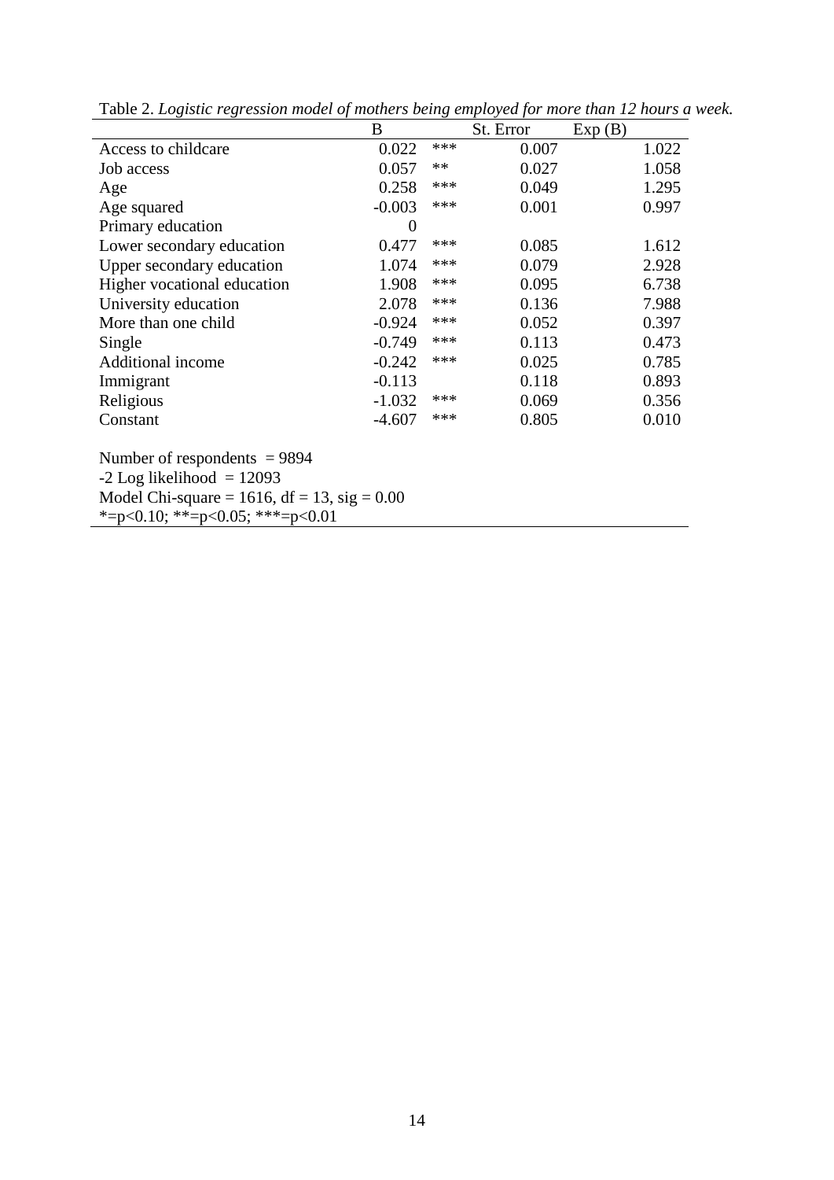Table 2. *Logistic regression model of mothers being employed for more than 12 hours a week.*

| | B | | St. Error | Exp (B) |
|---|---|---|---|---|
| Access to childcare | 0.022 | *** | 0.007 | 1.022 |
| Job access | 0.057 | ** | 0.027 | 1.058 |
| Age | 0.258 | *** | 0.049 | 1.295 |
| Age squared | -0.003 | *** | 0.001 | 0.997 |
| Primary education | 0 | | | |
| Lower secondary education | 0.477 | *** | 0.085 | 1.612 |
| Upper secondary education | 1.074 | *** | 0.079 | 2.928 |
| Higher vocational education | 1.908 | *** | 0.095 | 6.738 |
| University education | 2.078 | *** | 0.136 | 7.988 |
| More than one child | -0.924 | *** | 0.052 | 0.397 |
| Single | -0.749 | *** | 0.113 | 0.473 |
| Additional income | -0.242 | *** | 0.025 | 0.785 |
| Immigrant | -0.113 | | 0.118 | 0.893 |
| Religious | -1.032 | *** | 0.069 | 0.356 |
| Constant | -4.607 | *** | 0.805 | 0.010 |

Number of respondents = 9894
-2 Log likelihood = 12093
Model Chi-square = 1616, df = 13, sig = 0.00
*=p<0.10; **=p<0.05; ***=p<0.01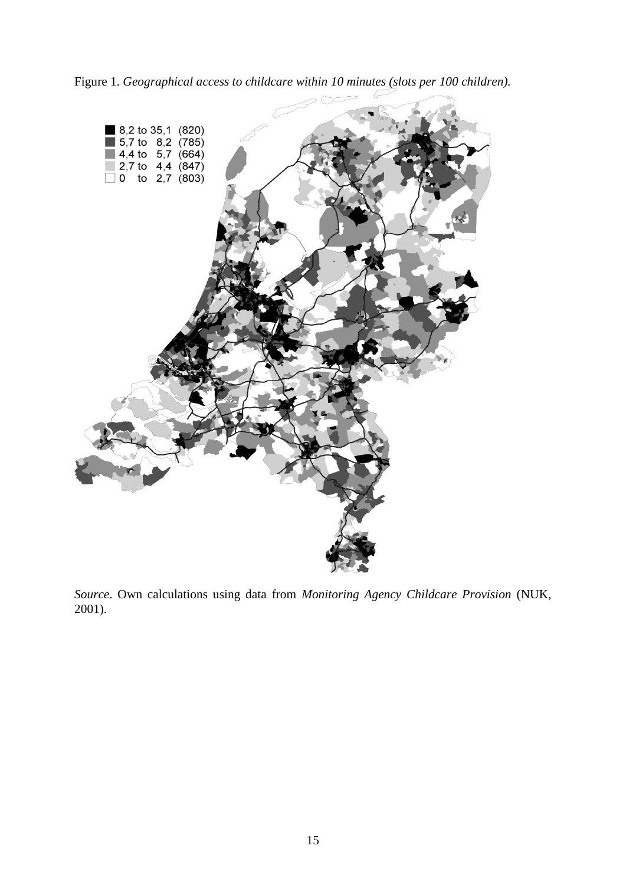Figure 1. *Geographical access to childcare within 10 minutes (slots per 100 children).*

8,2 to 35,1 (820)
5,7 to 8,2 (785)
4,4 to 5,7 (664)
2,7 to 4,4 (847)
0 to 2,7 (803)

*Source*. Own calculations using data from *Monitoring Agency Childcare Provision* (NUK, 2001).